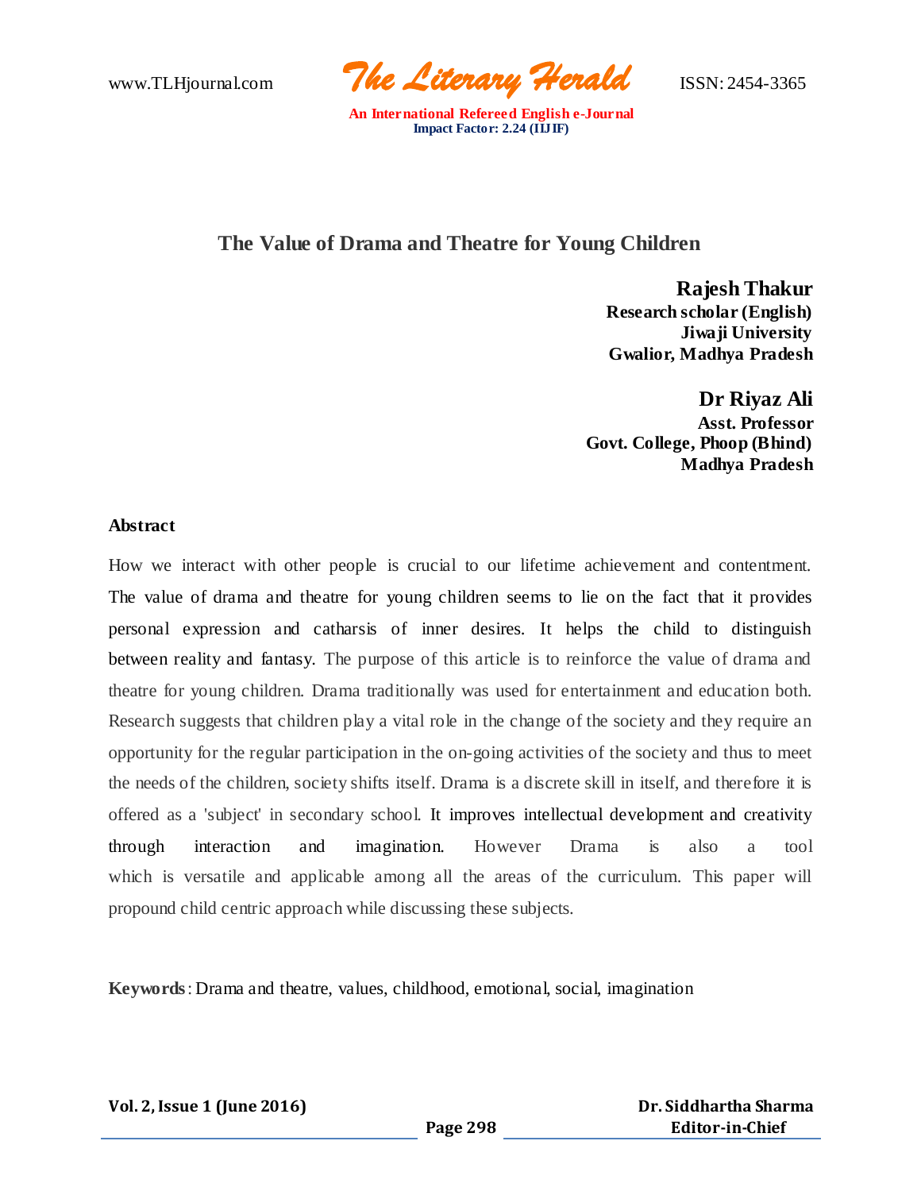# The Value of Drama and Theatre for Young Children

**Rajesh Thakur**
**Research scholar (English)**
**Jiwaji University**
**Gwalior, Madhya Pradesh**

**Dr Riyaz Ali**
**Asst. Professor**
**Govt. College, Phoop (Bhind)**
**Madhya Pradesh**

## Abstract

How we interact with other people is crucial to our lifetime achievement and contentment. The value of drama and theatre for young children seems to lie on the fact that it provides personal expression and catharsis of inner desires. It helps the child to distinguish between reality and fantasy. The purpose of this article is to reinforce the value of drama and theatre for young children. Drama traditionally was used for entertainment and education both. Research suggests that children play a vital role in the change of the society and they require an opportunity for the regular participation in the on-going activities of the society and thus to meet the needs of the children, society shifts itself. Drama is a discrete skill in itself, and therefore it is offered as a 'subject' in secondary school. It improves intellectual development and creativity through interaction and imagination. However Drama is also a tool which is versatile and applicable among all the areas of the curriculum. This paper will propound child centric approach while discussing these subjects.

**Keywords**: Drama and theatre, values, childhood, emotional, social, imagination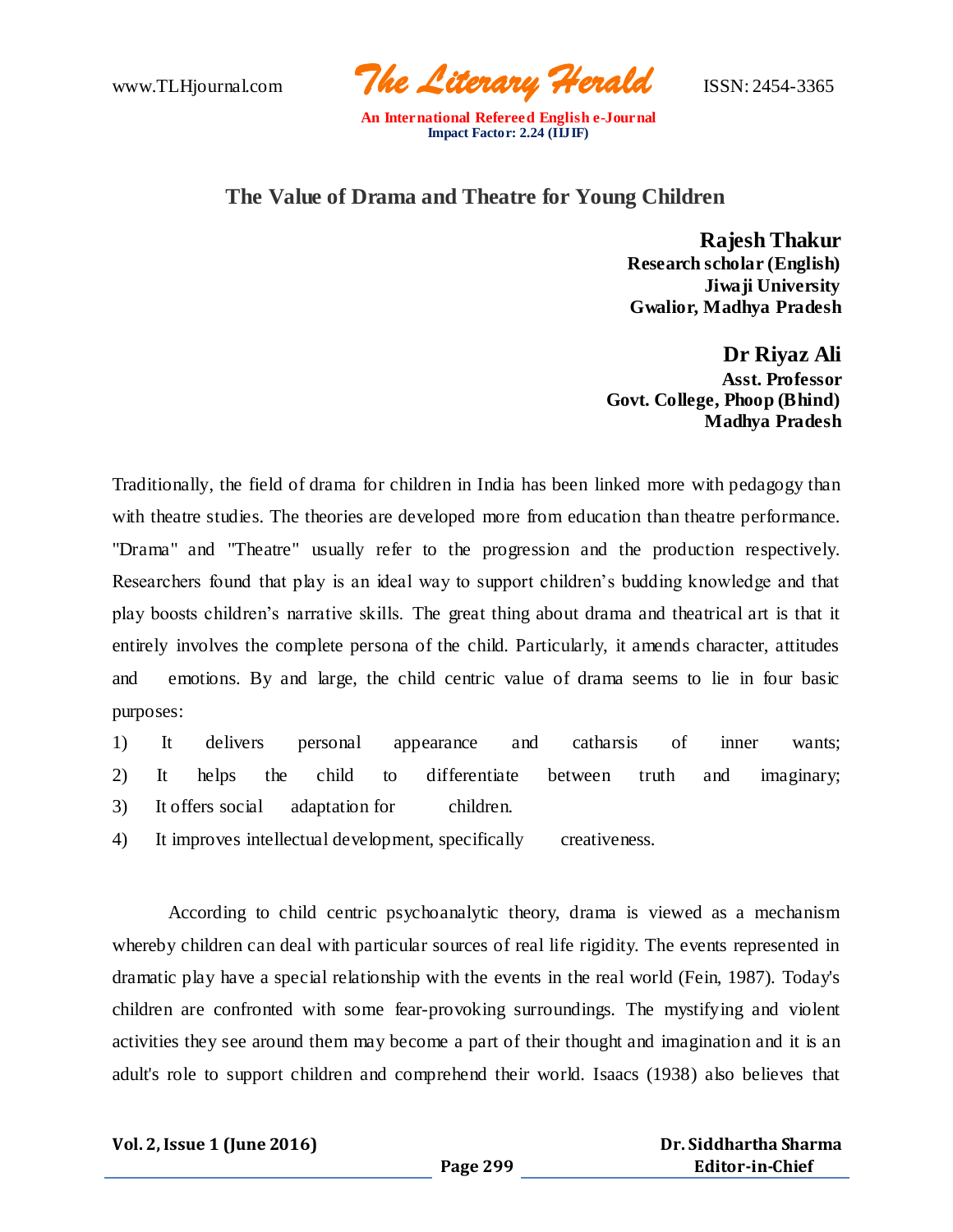# The Value of Drama and Theatre for Young Children

**Rajesh Thakur**
**Research scholar (English)**
**Jiwaji University**
**Gwalior, Madhya Pradesh**

**Dr Riyaz Ali**
**Asst. Professor**
**Govt. College, Phoop (Bhind)**
**Madhya Pradesh**

Traditionally, the field of drama for children in India has been linked more with pedagogy than with theatre studies. The theories are developed more from education than theatre performance. "Drama" and "Theatre" usually refer to the progression and the production respectively. Researchers found that play is an ideal way to support children's budding knowledge and that play boosts children's narrative skills. The great thing about drama and theatrical art is that it entirely involves the complete persona of the child. Particularly, it amends character, attitudes and emotions. By and large, the child centric value of drama seems to lie in four basic purposes:

1) It delivers personal appearance and catharsis of inner wants;
2) It helps the child to differentiate between truth and imaginary;
3) It offers social adaptation for children.
4) It improves intellectual development, specifically creativeness.

According to child centric psychoanalytic theory, drama is viewed as a mechanism whereby children can deal with particular sources of real life rigidity. The events represented in dramatic play have a special relationship with the events in the real world (Fein, 1987). Today's children are confronted with some fear-provoking surroundings. The mystifying and violent activities they see around them may become a part of their thought and imagination and it is an adult's role to support children and comprehend their world. Isaacs (1938) also believes that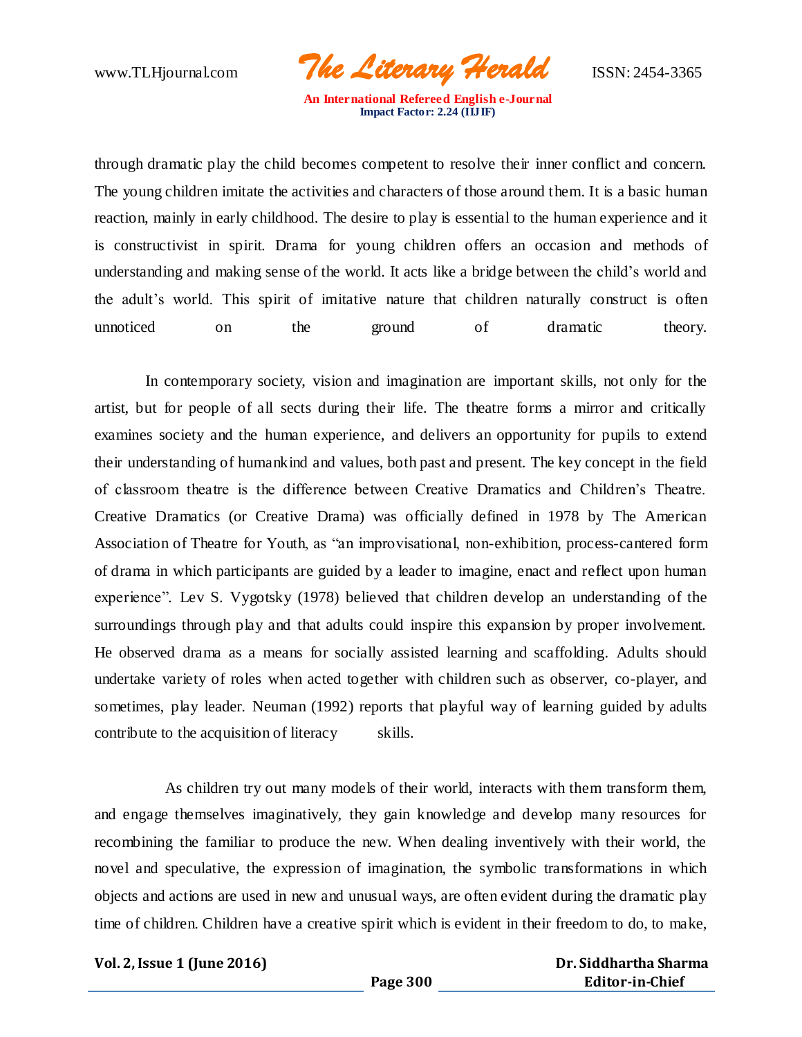through dramatic play the child becomes competent to resolve their inner conflict and concern. The young children imitate the activities and characters of those around them. It is a basic human reaction, mainly in early childhood. The desire to play is essential to the human experience and it is constructivist in spirit. Drama for young children offers an occasion and methods of understanding and making sense of the world. It acts like a bridge between the child's world and the adult's world. This spirit of imitative nature that children naturally construct is often unnoticed on the ground of dramatic theory.

In contemporary society, vision and imagination are important skills, not only for the artist, but for people of all sects during their life. The theatre forms a mirror and critically examines society and the human experience, and delivers an opportunity for pupils to extend their understanding of humankind and values, both past and present. The key concept in the field of classroom theatre is the difference between Creative Dramatics and Children's Theatre. Creative Dramatics (or Creative Drama) was officially defined in 1978 by The American Association of Theatre for Youth, as "an improvisational, non-exhibition, process-cantered form of drama in which participants are guided by a leader to imagine, enact and reflect upon human experience". Lev S. Vygotsky (1978) believed that children develop an understanding of the surroundings through play and that adults could inspire this expansion by proper involvement. He observed drama as a means for socially assisted learning and scaffolding. Adults should undertake variety of roles when acted together with children such as observer, co-player, and sometimes, play leader. Neuman (1992) reports that playful way of learning guided by adults contribute to the acquisition of literacy skills.

As children try out many models of their world, interacts with them transform them, and engage themselves imaginatively, they gain knowledge and develop many resources for recombining the familiar to produce the new. When dealing inventively with their world, the novel and speculative, the expression of imagination, the symbolic transformations in which objects and actions are used in new and unusual ways, are often evident during the dramatic play time of children. Children have a creative spirit which is evident in their freedom to do, to make,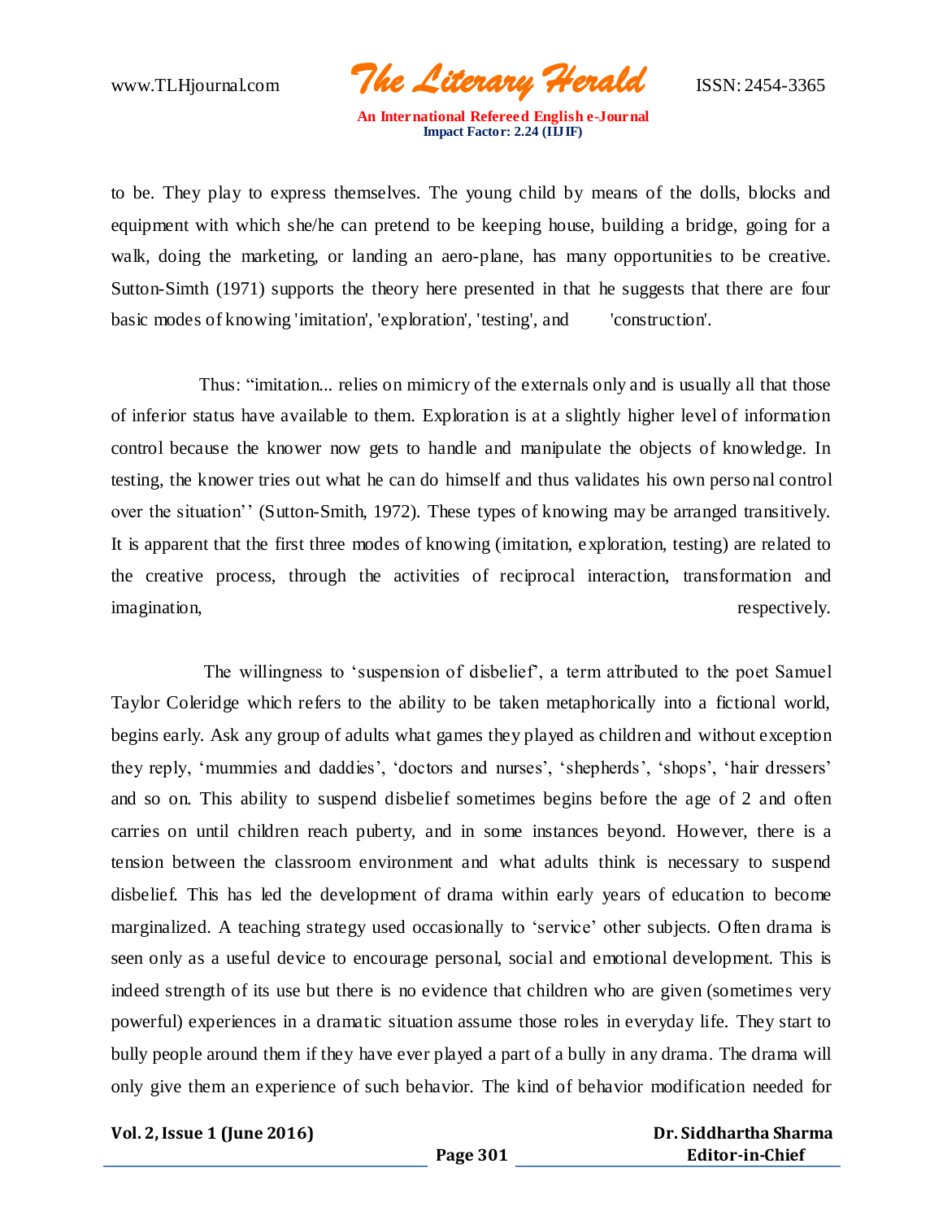to be. They play to express themselves. The young child by means of the dolls, blocks and equipment with which she/he can pretend to be keeping house, building a bridge, going for a walk, doing the marketing, or landing an aero-plane, has many opportunities to be creative. Sutton-Simth (1971) supports the theory here presented in that he suggests that there are four basic modes of knowing 'imitation', 'exploration', 'testing', and 'construction'.

Thus: "imitation... relies on mimicry of the externals only and is usually all that those of inferior status have available to them. Exploration is at a slightly higher level of information control because the knower now gets to handle and manipulate the objects of knowledge. In testing, the knower tries out what he can do himself and thus validates his own personal control over the situation'' (Sutton-Smith, 1972). These types of knowing may be arranged transitively. It is apparent that the first three modes of knowing (imitation, exploration, testing) are related to the creative process, through the activities of reciprocal interaction, transformation and imagination, respectively.

The willingness to 'suspension of disbelief', a term attributed to the poet Samuel Taylor Coleridge which refers to the ability to be taken metaphorically into a fictional world, begins early. Ask any group of adults what games they played as children and without exception they reply, 'mummies and daddies', 'doctors and nurses', 'shepherds', 'shops', 'hair dressers' and so on. This ability to suspend disbelief sometimes begins before the age of 2 and often carries on until children reach puberty, and in some instances beyond. However, there is a tension between the classroom environment and what adults think is necessary to suspend disbelief. This has led the development of drama within early years of education to become marginalized. A teaching strategy used occasionally to 'service' other subjects. Often drama is seen only as a useful device to encourage personal, social and emotional development. This is indeed strength of its use but there is no evidence that children who are given (sometimes very powerful) experiences in a dramatic situation assume those roles in everyday life. They start to bully people around them if they have ever played a part of a bully in any drama. The drama will only give them an experience of such behavior. The kind of behavior modification needed for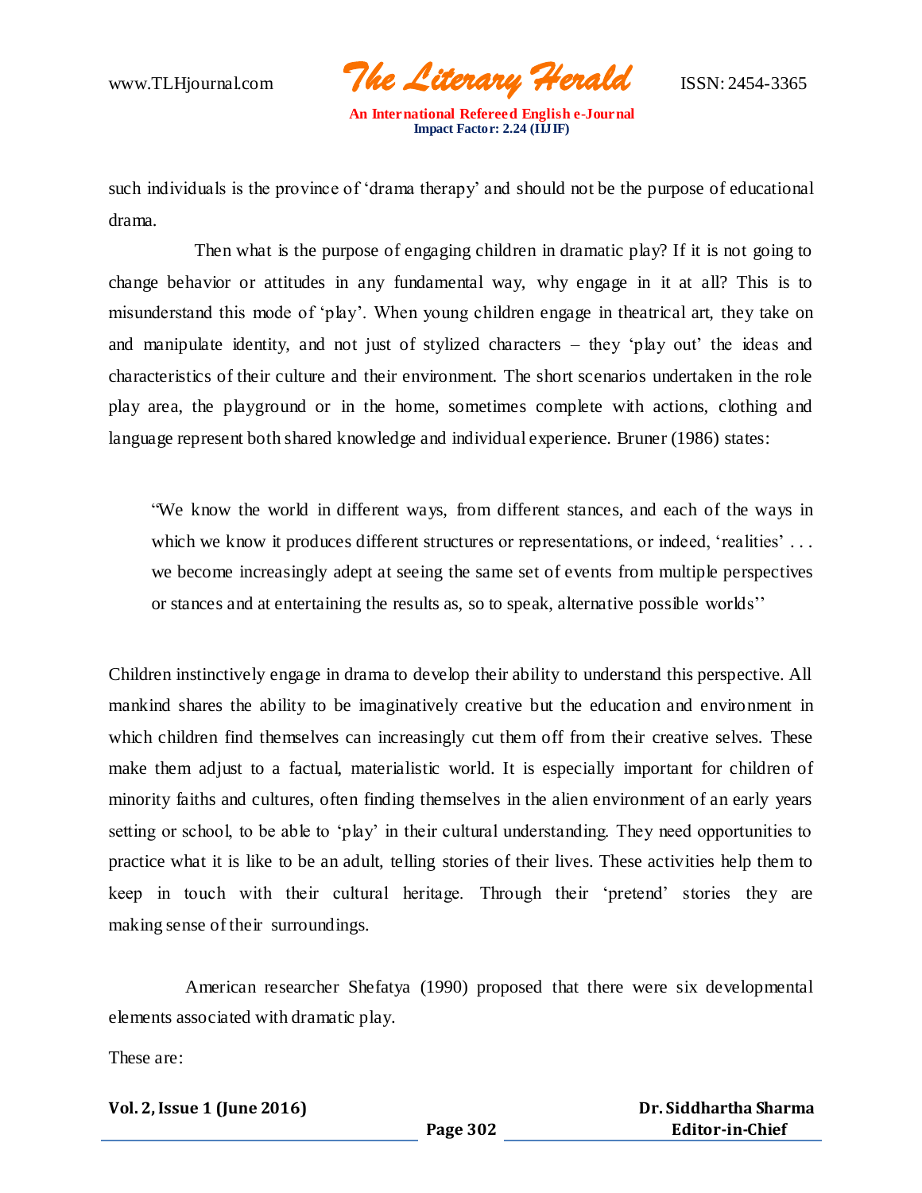such individuals is the province of 'drama therapy' and should not be the purpose of educational drama.

Then what is the purpose of engaging children in dramatic play? If it is not going to change behavior or attitudes in any fundamental way, why engage in it at all? This is to misunderstand this mode of 'play'. When young children engage in theatrical art, they take on and manipulate identity, and not just of stylized characters – they 'play out' the ideas and characteristics of their culture and their environment. The short scenarios undertaken in the role play area, the playground or in the home, sometimes complete with actions, clothing and language represent both shared knowledge and individual experience. Bruner (1986) states:

> "We know the world in different ways, from different stances, and each of the ways in which we know it produces different structures or representations, or indeed, 'realities' . . . we become increasingly adept at seeing the same set of events from multiple perspectives or stances and at entertaining the results as, so to speak, alternative possible worlds''

Children instinctively engage in drama to develop their ability to understand this perspective. All mankind shares the ability to be imaginatively creative but the education and environment in which children find themselves can increasingly cut them off from their creative selves. These make them adjust to a factual, materialistic world. It is especially important for children of minority faiths and cultures, often finding themselves in the alien environment of an early years setting or school, to be able to 'play' in their cultural understanding. They need opportunities to practice what it is like to be an adult, telling stories of their lives. These activities help them to keep in touch with their cultural heritage. Through their 'pretend' stories they are making sense of their surroundings.

American researcher Shefatya (1990) proposed that there were six developmental elements associated with dramatic play.

These are: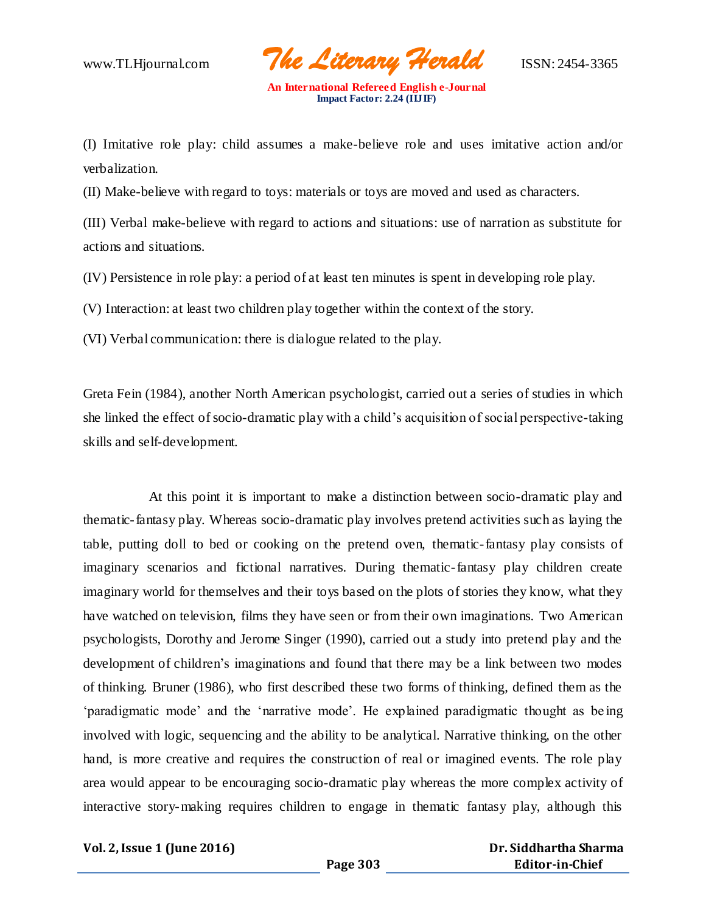(I) Imitative role play: child assumes a make-believe role and uses imitative action and/or verbalization.

(II) Make-believe with regard to toys: materials or toys are moved and used as characters.

(III) Verbal make-believe with regard to actions and situations: use of narration as substitute for actions and situations.

(IV) Persistence in role play: a period of at least ten minutes is spent in developing role play.

(V) Interaction: at least two children play together within the context of the story.

(VI) Verbal communication: there is dialogue related to the play.

Greta Fein (1984), another North American psychologist, carried out a series of studies in which she linked the effect of socio-dramatic play with a child's acquisition of social perspective-taking skills and self-development.

At this point it is important to make a distinction between socio-dramatic play and thematic-fantasy play. Whereas socio-dramatic play involves pretend activities such as laying the table, putting doll to bed or cooking on the pretend oven, thematic-fantasy play consists of imaginary scenarios and fictional narratives. During thematic-fantasy play children create imaginary world for themselves and their toys based on the plots of stories they know, what they have watched on television, films they have seen or from their own imaginations. Two American psychologists, Dorothy and Jerome Singer (1990), carried out a study into pretend play and the development of children's imaginations and found that there may be a link between two modes of thinking. Bruner (1986), who first described these two forms of thinking, defined them as the 'paradigmatic mode' and the 'narrative mode'. He explained paradigmatic thought as being involved with logic, sequencing and the ability to be analytical. Narrative thinking, on the other hand, is more creative and requires the construction of real or imagined events. The role play area would appear to be encouraging socio-dramatic play whereas the more complex activity of interactive story-making requires children to engage in thematic fantasy play, although this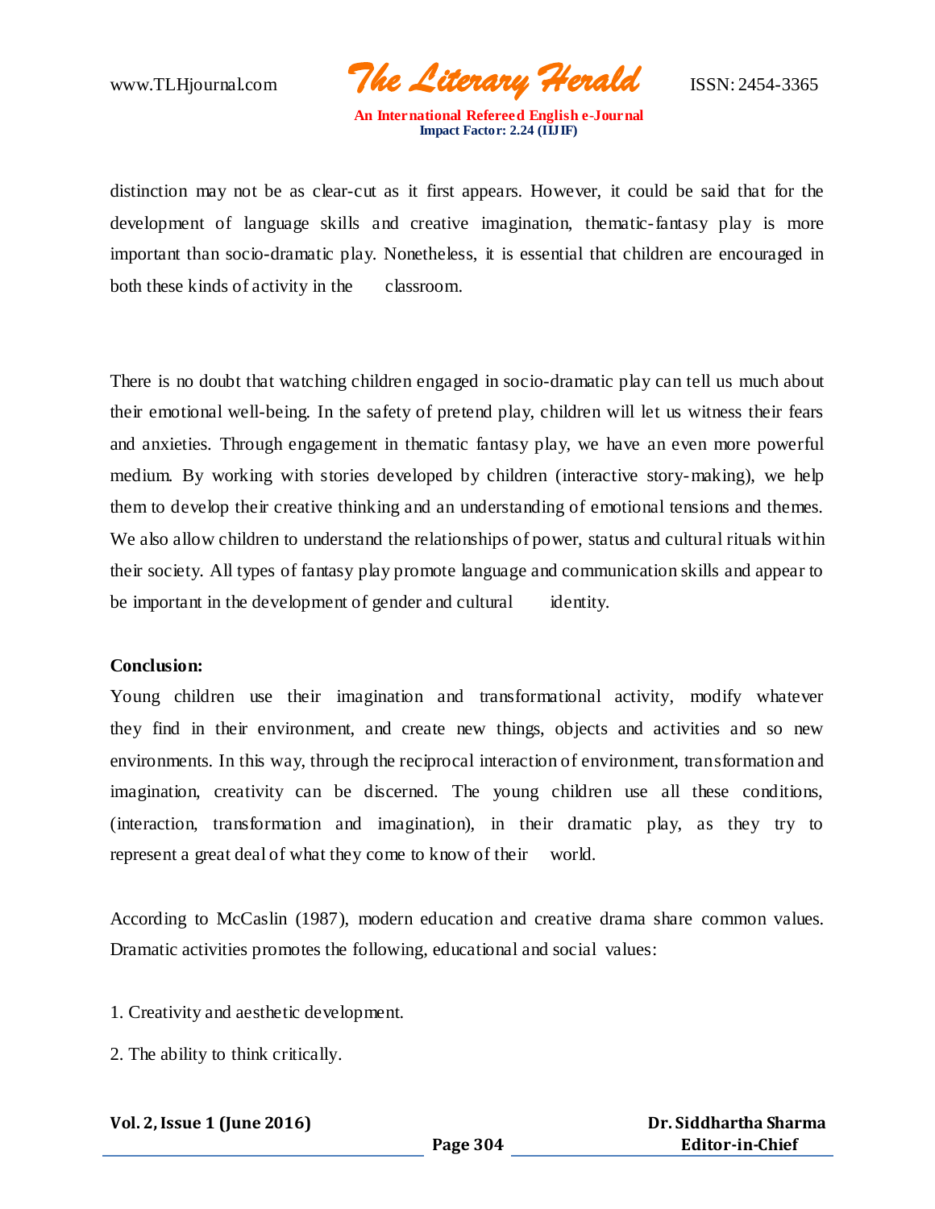distinction may not be as clear-cut as it first appears. However, it could be said that for the development of language skills and creative imagination, thematic-fantasy play is more important than socio-dramatic play. Nonetheless, it is essential that children are encouraged in both these kinds of activity in the classroom.

There is no doubt that watching children engaged in socio-dramatic play can tell us much about their emotional well-being. In the safety of pretend play, children will let us witness their fears and anxieties. Through engagement in thematic fantasy play, we have an even more powerful medium. By working with stories developed by children (interactive story-making), we help them to develop their creative thinking and an understanding of emotional tensions and themes. We also allow children to understand the relationships of power, status and cultural rituals within their society. All types of fantasy play promote language and communication skills and appear to be important in the development of gender and cultural identity.

**Conclusion:**

Young children use their imagination and transformational activity, modify whatever they find in their environment, and create new things, objects and activities and so new environments. In this way, through the reciprocal interaction of environment, transformation and imagination, creativity can be discerned. The young children use all these conditions, (interaction, transformation and imagination), in their dramatic play, as they try to represent a great deal of what they come to know of their world.

According to McCaslin (1987), modern education and creative drama share common values. Dramatic activities promotes the following, educational and social values:

1. Creativity and aesthetic development.
2. The ability to think critically.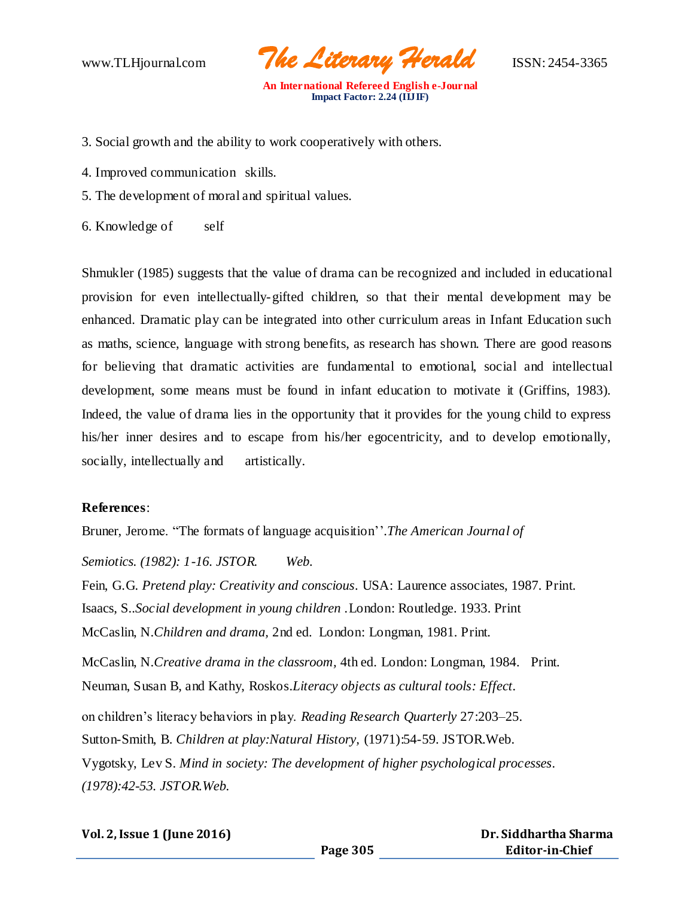3. Social growth and the ability to work cooperatively with others.

4. Improved communication skills.

5. The development of moral and spiritual values.

6. Knowledge of self

Shmukler (1985) suggests that the value of drama can be recognized and included in educational provision for even intellectually-gifted children, so that their mental development may be enhanced. Dramatic play can be integrated into other curriculum areas in Infant Education such as maths, science, language with strong benefits, as research has shown. There are good reasons for believing that dramatic activities are fundamental to emotional, social and intellectual development, some means must be found in infant education to motivate it (Griffins, 1983). Indeed, the value of drama lies in the opportunity that it provides for the young child to express his/her inner desires and to escape from his/her egocentricity, and to develop emotionally, socially, intellectually and artistically.

**References**:

Bruner, Jerome. "The formats of language acquisition''.*The American Journal of Semiotics. (1982): 1-16. JSTOR. Web.*

Fein, G.G. *Pretend play: Creativity and conscious*. USA: Laurence associates, 1987. Print.

Isaacs, S..*Social development in young children* .London: Routledge. 1933. Print

McCaslin, N.*Children and drama*, 2nd ed. London: Longman, 1981. Print.

McCaslin, N.*Creative drama in the classroom*, 4th ed. London: Longman, 1984. Print.

Neuman, Susan B, and Kathy, Roskos.*Literacy objects as cultural tools: Effect.* on children's literacy behaviors in play. *Reading Research Quarterly* 27:203–25.

Sutton-Smith, B. *Children at play:Natural History*, (1971):54-59. JSTOR.Web.

Vygotsky, Lev S. *Mind in society: The development of higher psychological processes. (1978):42-53. JSTOR.Web.*